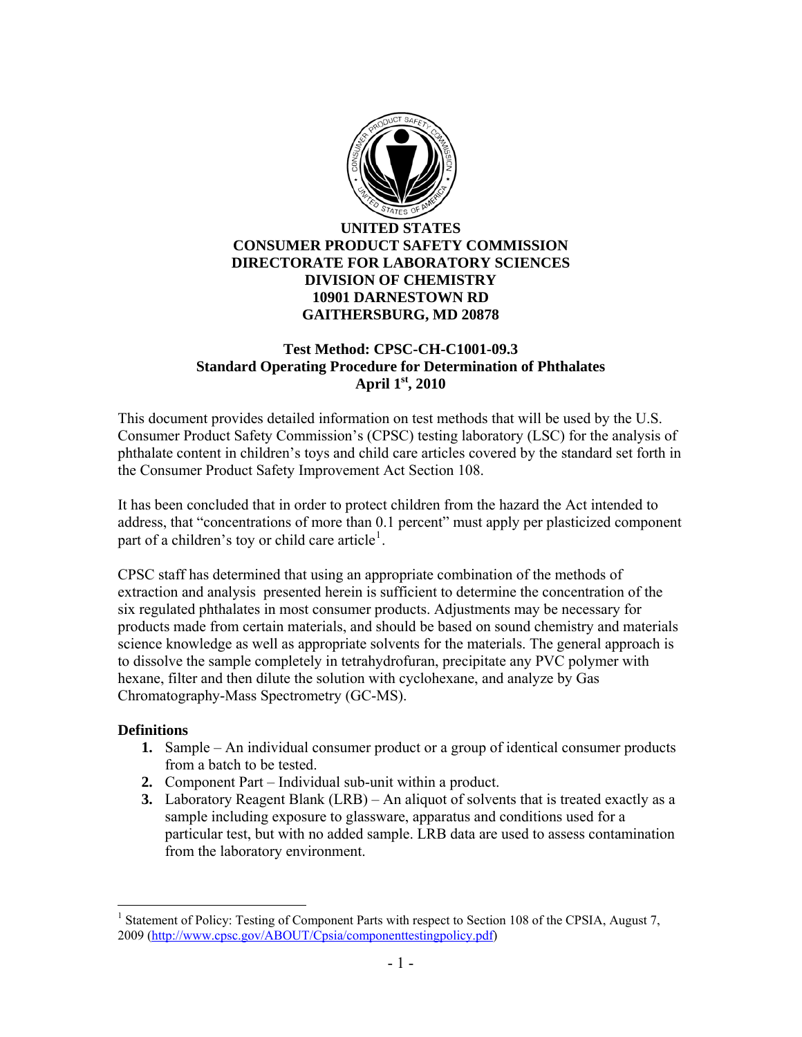**UNITED STATES**
**CONSUMER PRODUCT SAFETY COMMISSION**
**DIRECTORATE FOR LABORATORY SCIENCES**
**DIVISION OF CHEMISTRY**
**10901 DARNESTOWN RD**
**GAITHERSBURG, MD 20878**

# Test Method: CPSC-CH-C1001-09.3
## Standard Operating Procedure for Determination of Phthalates
### April 1st, 2010

This document provides detailed information on test methods that will be used by the U.S. Consumer Product Safety Commission's (CPSC) testing laboratory (LSC) for the analysis of phthalate content in children's toys and child care articles covered by the standard set forth in the Consumer Product Safety Improvement Act Section 108.

It has been concluded that in order to protect children from the hazard the Act intended to address, that "concentrations of more than 0.1 percent" must apply per plasticized component part of a children's toy or child care article[1].

CPSC staff has determined that using an appropriate combination of the methods of extraction and analysis presented herein is sufficient to determine the concentration of the six regulated phthalates in most consumer products. Adjustments may be necessary for products made from certain materials, and should be based on sound chemistry and materials science knowledge as well as appropriate solvents for the materials. The general approach is to dissolve the sample completely in tetrahydrofuran, precipitate any PVC polymer with hexane, filter and then dilute the solution with cyclohexane, and analyze by Gas Chromatography-Mass Spectrometry (GC-MS).

**Definitions**

1. Sample – An individual consumer product or a group of identical consumer products from a batch to be tested.
2. Component Part – Individual sub-unit within a product.
3. Laboratory Reagent Blank (LRB) – An aliquot of solvents that is treated exactly as a sample including exposure to glassware, apparatus and conditions used for a particular test, but with no added sample. LRB data are used to assess contamination from the laboratory environment.

---

[1] Statement of Policy: Testing of Component Parts with respect to Section 108 of the CPSIA, August 7, 2009 (http://www.cpsc.gov/ABOUT/Cpsia/componenttestingpolicy.pdf)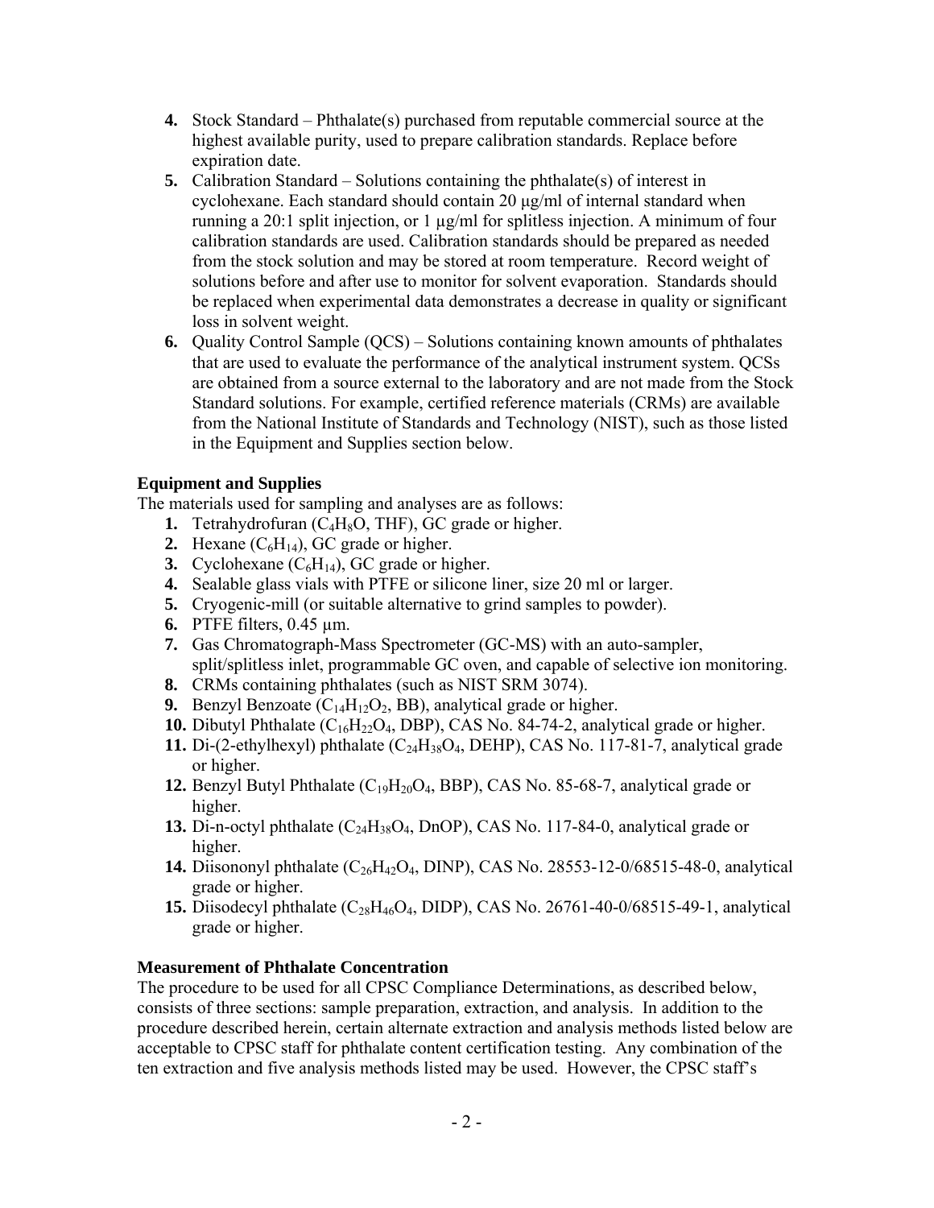4. Stock Standard – Phthalate(s) purchased from reputable commercial source at the highest available purity, used to prepare calibration standards. Replace before expiration date.
5. Calibration Standard – Solutions containing the phthalate(s) of interest in cyclohexane. Each standard should contain 20 µg/ml of internal standard when running a 20:1 split injection, or 1 µg/ml for splitless injection. A minimum of four calibration standards are used. Calibration standards should be prepared as needed from the stock solution and may be stored at room temperature. Record weight of solutions before and after use to monitor for solvent evaporation. Standards should be replaced when experimental data demonstrates a decrease in quality or significant loss in solvent weight.
6. Quality Control Sample (QCS) – Solutions containing known amounts of phthalates that are used to evaluate the performance of the analytical instrument system. QCSs are obtained from a source external to the laboratory and are not made from the Stock Standard solutions. For example, certified reference materials (CRMs) are available from the National Institute of Standards and Technology (NIST), such as those listed in the Equipment and Supplies section below.

**Equipment and Supplies**

The materials used for sampling and analyses are as follows:

1. Tetrahydrofuran ($C_4H_8O$, THF), GC grade or higher.
2. Hexane ($C_6H_{14}$), GC grade or higher.
3. Cyclohexane ($C_6H_{14}$), GC grade or higher.
4. Sealable glass vials with PTFE or silicone liner, size 20 ml or larger.
5. Cryogenic-mill (or suitable alternative to grind samples to powder).
6. PTFE filters, 0.45 µm.
7. Gas Chromatograph-Mass Spectrometer (GC-MS) with an auto-sampler, split/splitless inlet, programmable GC oven, and capable of selective ion monitoring.
8. CRMs containing phthalates (such as NIST SRM 3074).
9. Benzyl Benzoate ($C_{14}H_{12}O_2$, BB), analytical grade or higher.
10. Dibutyl Phthalate ($C_{16}H_{22}O_4$, DBP), CAS No. 84-74-2, analytical grade or higher.
11. Di-(2-ethylhexyl) phthalate ($C_{24}H_{38}O_4$, DEHP), CAS No. 117-81-7, analytical grade or higher.
12. Benzyl Butyl Phthalate ($C_{19}H_{20}O_4$, BBP), CAS No. 85-68-7, analytical grade or higher.
13. Di-n-octyl phthalate ($C_{24}H_{38}O_4$, DnOP), CAS No. 117-84-0, analytical grade or higher.
14. Diisononyl phthalate ($C_{26}H_{42}O_4$, DINP), CAS No. 28553-12-0/68515-48-0, analytical grade or higher.
15. Diisodecyl phthalate ($C_{28}H_{46}O_4$, DIDP), CAS No. 26761-40-0/68515-49-1, analytical grade or higher.

**Measurement of Phthalate Concentration**

The procedure to be used for all CPSC Compliance Determinations, as described below, consists of three sections: sample preparation, extraction, and analysis. In addition to the procedure described herein, certain alternate extraction and analysis methods listed below are acceptable to CPSC staff for phthalate content certification testing. Any combination of the ten extraction and five analysis methods listed may be used. However, the CPSC staff's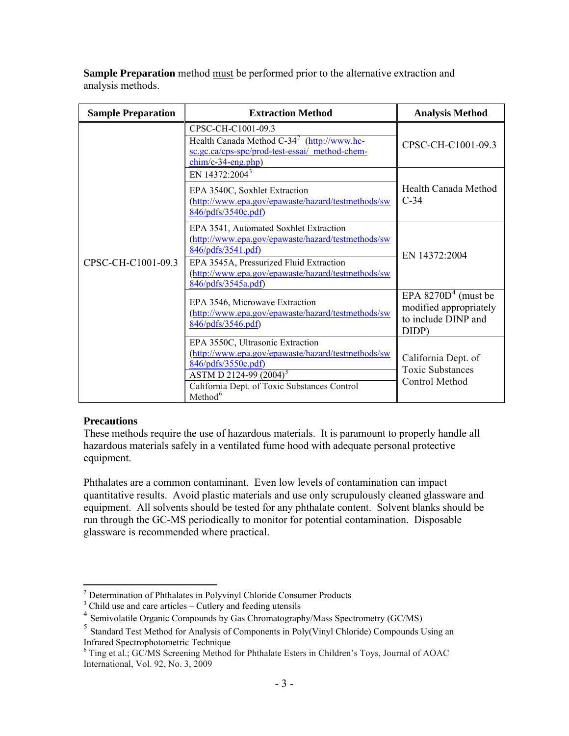**Sample Preparation** method must be performed prior to the alternative extraction and analysis methods.

| Sample Preparation | Extraction Method | Analysis Method |
|---|---|---|
| CPSC-CH-C1001-09.3 | CPSC-CH-C1001-09.3 | CPSC-CH-C1001-09.3 |
| | Health Canada Method C-34[2] (http://www.hc-sc.gc.ca/cps-spc/prod-test-essai/_method-chem-chim/c-34-eng.php) | |
| | EN 14372:2004[3] | Health Canada Method C-34 |
| | EPA 3540C, Soxhlet Extraction (http://www.epa.gov/epawaste/hazard/testmethods/sw846/pdfs/3540c.pdf) | |
| | EPA 3541, Automated Soxhlet Extraction (http://www.epa.gov/epawaste/hazard/testmethods/sw846/pdfs/3541.pdf) | EN 14372:2004 |
| | EPA 3545A, Pressurized Fluid Extraction (http://www.epa.gov/epawaste/hazard/testmethods/sw846/pdfs/3545a.pdf) | |
| | EPA 3546, Microwave Extraction (http://www.epa.gov/epawaste/hazard/testmethods/sw846/pdfs/3546.pdf) | EPA 8270D[4] (must be modified appropriately to include DINP and DIDP) |
| | EPA 3550C, Ultrasonic Extraction (http://www.epa.gov/epawaste/hazard/testmethods/sw846/pdfs/3550c.pdf) | California Dept. of Toxic Substances Control Method |
| | ASTM D 2124-99 (2004)[5] | |
| | California Dept. of Toxic Substances Control Method[6] | |

**Precautions**

These methods require the use of hazardous materials. It is paramount to properly handle all hazardous materials safely in a ventilated fume hood with adequate personal protective equipment.

Phthalates are a common contaminant. Even low levels of contamination can impact quantitative results. Avoid plastic materials and use only scrupulously cleaned glassware and equipment. All solvents should be tested for any phthalate content. Solvent blanks should be run through the GC-MS periodically to monitor for potential contamination. Disposable glassware is recommended where practical.

---

[2] Determination of Phthalates in Polyvinyl Chloride Consumer Products

[3] Child use and care articles – Cutlery and feeding utensils

[4] Semivolatile Organic Compounds by Gas Chromatography/Mass Spectrometry (GC/MS)

[5] Standard Test Method for Analysis of Components in Poly(Vinyl Chloride) Compounds Using an Infrared Spectrophotometric Technique

[6] Ting et al.; GC/MS Screening Method for Phthalate Esters in Children's Toys, Journal of AOAC International, Vol. 92, No. 3, 2009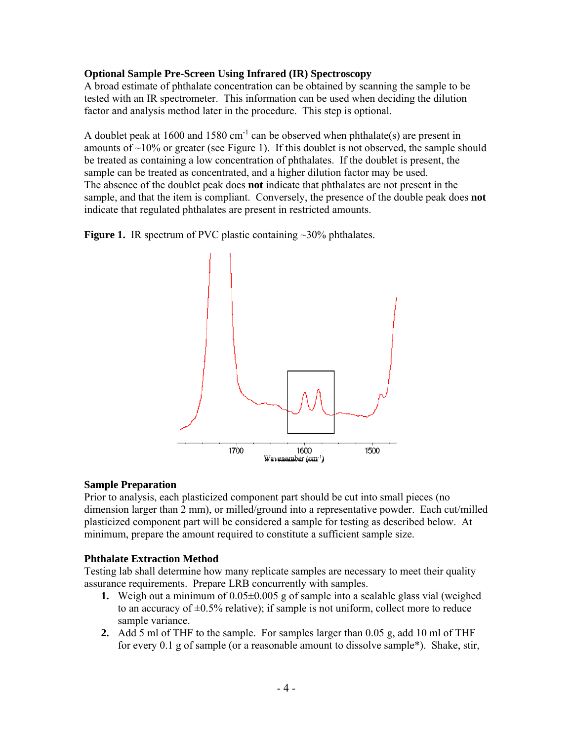**Optional Sample Pre-Screen Using Infrared (IR) Spectroscopy**

A broad estimate of phthalate concentration can be obtained by scanning the sample to be tested with an IR spectrometer. This information can be used when deciding the dilution factor and analysis method later in the procedure. This step is optional.

A doublet peak at 1600 and 1580 $cm^{-1}$ can be observed when phthalate(s) are present in amounts of ~10% or greater (see Figure 1). If this doublet is not observed, the sample should be treated as containing a low concentration of phthalates. If the doublet is present, the sample can be treated as concentrated, and a higher dilution factor may be used. The absence of the doublet peak does **not** indicate that phthalates are not present in the sample, and that the item is compliant. Conversely, the presence of the double peak does **not** indicate that regulated phthalates are present in restricted amounts.

**Figure 1.** IR spectrum of PVC plastic containing ~30% phthalates.

**Sample Preparation**

Prior to analysis, each plasticized component part should be cut into small pieces (no dimension larger than 2 mm), or milled/ground into a representative powder. Each cut/milled plasticized component part will be considered a sample for testing as described below. At minimum, prepare the amount required to constitute a sufficient sample size.

**Phthalate Extraction Method**

Testing lab shall determine how many replicate samples are necessary to meet their quality assurance requirements. Prepare LRB concurrently with samples.

1. Weigh out a minimum of 0.05±0.005 g of sample into a sealable glass vial (weighed to an accuracy of ±0.5% relative); if sample is not uniform, collect more to reduce sample variance.
2. Add 5 ml of THF to the sample. For samples larger than 0.05 g, add 10 ml of THF for every 0.1 g of sample (or a reasonable amount to dissolve sample*). Shake, stir,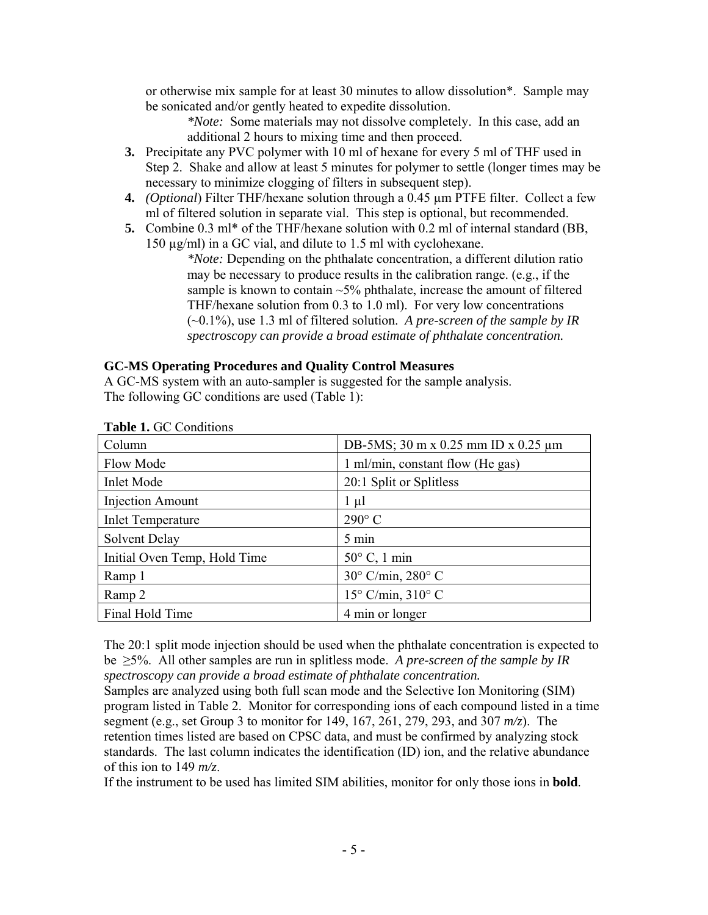or otherwise mix sample for at least 30 minutes to allow dissolution*. Sample may be sonicated and/or gently heated to expedite dissolution.

*Note:* Some materials may not dissolve completely. In this case, add an additional 2 hours to mixing time and then proceed.

3. Precipitate any PVC polymer with 10 ml of hexane for every 5 ml of THF used in Step 2. Shake and allow at least 5 minutes for polymer to settle (longer times may be necessary to minimize clogging of filters in subsequent step).
4. *(Optional)* Filter THF/hexane solution through a 0.45 µm PTFE filter. Collect a few ml of filtered solution in separate vial. This step is optional, but recommended.
5. Combine 0.3 ml* of the THF/hexane solution with 0.2 ml of internal standard (BB, 150 µg/ml) in a GC vial, and dilute to 1.5 ml with cyclohexane.

   *Note:* Depending on the phthalate concentration, a different dilution ratio may be necessary to produce results in the calibration range. (e.g., if the sample is known to contain ~5% phthalate, increase the amount of filtered THF/hexane solution from 0.3 to 1.0 ml). For very low concentrations (~0.1%), use 1.3 ml of filtered solution. *A pre-screen of the sample by IR spectroscopy can provide a broad estimate of phthalate concentration.*

**GC-MS Operating Procedures and Quality Control Measures**

A GC-MS system with an auto-sampler is suggested for the sample analysis.
The following GC conditions are used (Table 1):

**Table 1.** GC Conditions

| Column | DB-5MS; 30 m x 0.25 mm ID x 0.25 µm |
|---|---|
| Flow Mode | 1 ml/min, constant flow (He gas) |
| Inlet Mode | 20:1 Split or Splitless |
| Injection Amount | 1 µl |
| Inlet Temperature | 290° C |
| Solvent Delay | 5 min |
| Initial Oven Temp, Hold Time | 50° C, 1 min |
| Ramp 1 | 30° C/min, 280° C |
| Ramp 2 | 15° C/min, 310° C |
| Final Hold Time | 4 min or longer |

The 20:1 split mode injection should be used when the phthalate concentration is expected to be ≥5%. All other samples are run in splitless mode. *A pre-screen of the sample by IR spectroscopy can provide a broad estimate of phthalate concentration.*

Samples are analyzed using both full scan mode and the Selective Ion Monitoring (SIM) program listed in Table 2. Monitor for corresponding ions of each compound listed in a time segment (e.g., set Group 3 to monitor for 149, 167, 261, 279, 293, and 307 *m/z*). The retention times listed are based on CPSC data, and must be confirmed by analyzing stock standards. The last column indicates the identification (ID) ion, and the relative abundance of this ion to 149 *m/z*.

If the instrument to be used has limited SIM abilities, monitor for only those ions in **bold**.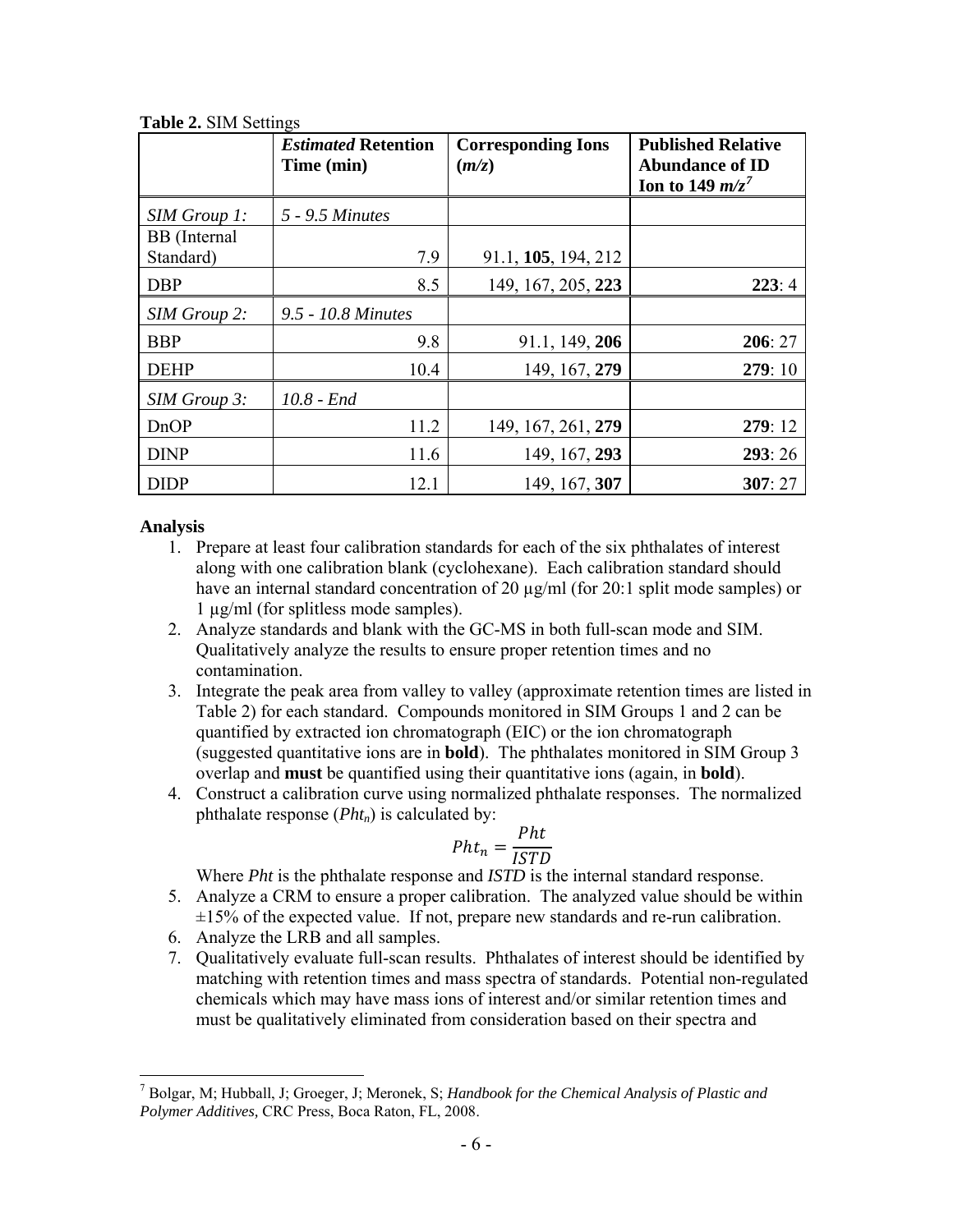**Table 2.** SIM Settings

| | *Estimated* Retention Time (min) | Corresponding Ions (*m/z*) | Published Relative Abundance of ID Ion to 149 *m/z*[7] |
|---|---|---|---|
| *SIM Group 1:* | *5 - 9.5 Minutes* | | |
| BB (Internal Standard) | 7.9 | 91.1, **105**, 194, 212 | |
| DBP | 8.5 | 149, 167, 205, **223** | **223**: 4 |
| *SIM Group 2:* | *9.5 - 10.8 Minutes* | | |
| BBP | 9.8 | 91.1, 149, **206** | **206**: 27 |
| DEHP | 10.4 | 149, 167, **279** | **279**: 10 |
| *SIM Group 3:* | *10.8 - End* | | |
| DnOP | 11.2 | 149, 167, 261, **279** | **279**: 12 |
| DINP | 11.6 | 149, 167, **293** | **293**: 26 |
| DIDP | 12.1 | 149, 167, **307** | **307**: 27 |

**Analysis**

1. Prepare at least four calibration standards for each of the six phthalates of interest along with one calibration blank (cyclohexane). Each calibration standard should have an internal standard concentration of 20 µg/ml (for 20:1 split mode samples) or 1 µg/ml (for splitless mode samples).
2. Analyze standards and blank with the GC-MS in both full-scan mode and SIM. Qualitatively analyze the results to ensure proper retention times and no contamination.
3. Integrate the peak area from valley to valley (approximate retention times are listed in Table 2) for each standard. Compounds monitored in SIM Groups 1 and 2 can be quantified by extracted ion chromatograph (EIC) or the ion chromatograph (suggested quantitative ions are in **bold**). The phthalates monitored in SIM Group 3 overlap and **must** be quantified using their quantitative ions (again, in **bold**).
4. Construct a calibration curve using normalized phthalate responses. The normalized phthalate response ($Pht_n$) is calculated by:

   $$Pht_n = \frac{Pht}{ISTD}$$

   Where *Pht* is the phthalate response and *ISTD* is the internal standard response.
5. Analyze a CRM to ensure a proper calibration. The analyzed value should be within ±15% of the expected value. If not, prepare new standards and re-run calibration.
6. Analyze the LRB and all samples.
7. Qualitatively evaluate full-scan results. Phthalates of interest should be identified by matching with retention times and mass spectra of standards. Potential non-regulated chemicals which may have mass ions of interest and/or similar retention times and must be qualitatively eliminated from consideration based on their spectra and

[7] Bolgar, M; Hubball, J; Groeger, J; Meronek, S; *Handbook for the Chemical Analysis of Plastic and Polymer Additives,* CRC Press, Boca Raton, FL, 2008.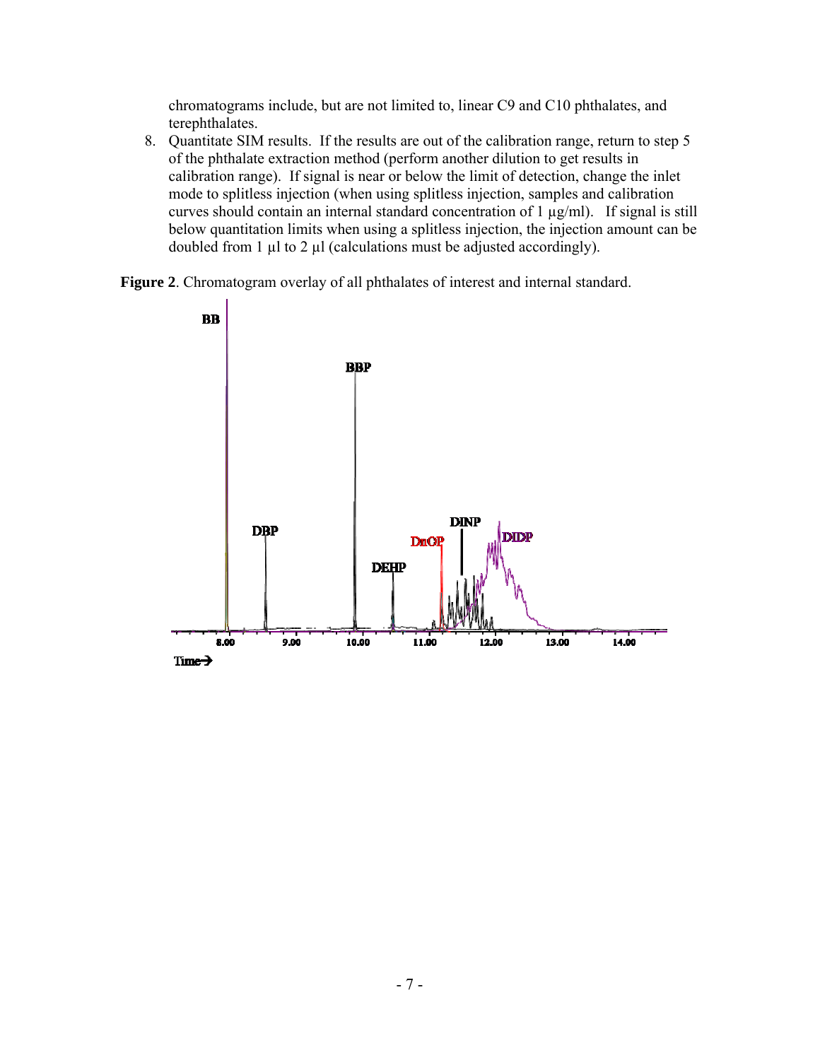chromatograms include, but are not limited to, linear C9 and C10 phthalates, and terephthalates.

8. Quantitate SIM results. If the results are out of the calibration range, return to step 5 of the phthalate extraction method (perform another dilution to get results in calibration range). If signal is near or below the limit of detection, change the inlet mode to splitless injection (when using splitless injection, samples and calibration curves should contain an internal standard concentration of 1 µg/ml). If signal is still below quantitation limits when using a splitless injection, the injection amount can be doubled from 1 µl to 2 µl (calculations must be adjusted accordingly).

**Figure 2**. Chromatogram overlay of all phthalates of interest and internal standard.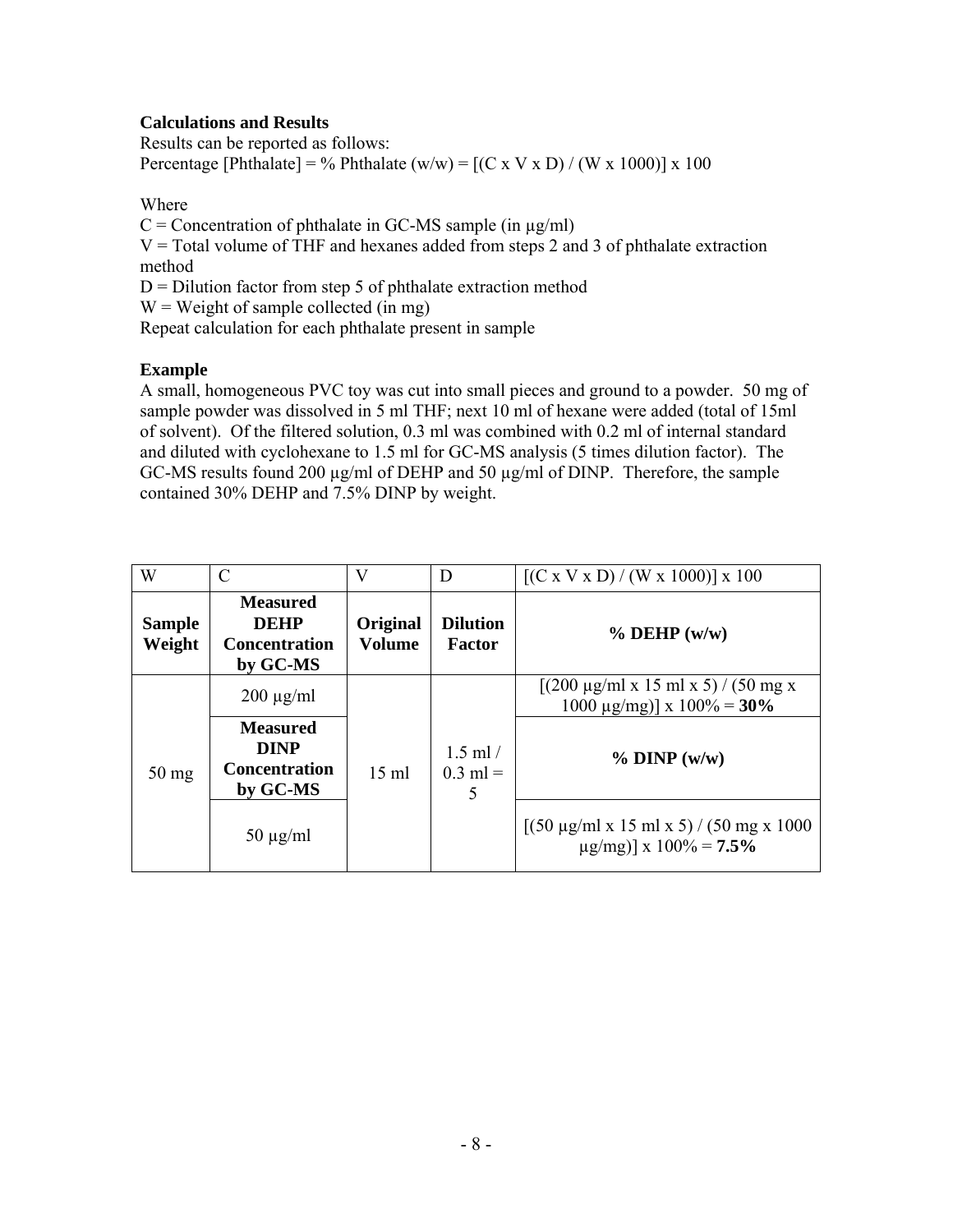**Calculations and Results**

Results can be reported as follows:

Percentage [Phthalate] = % Phthalate (w/w) = [(C x V x D) / (W x 1000)] x 100

Where

C = Concentration of phthalate in GC-MS sample (in µg/ml)

V = Total volume of THF and hexanes added from steps 2 and 3 of phthalate extraction method

D = Dilution factor from step 5 of phthalate extraction method

W = Weight of sample collected (in mg)

Repeat calculation for each phthalate present in sample

**Example**

A small, homogeneous PVC toy was cut into small pieces and ground to a powder. 50 mg of sample powder was dissolved in 5 ml THF; next 10 ml of hexane were added (total of 15ml of solvent). Of the filtered solution, 0.3 ml was combined with 0.2 ml of internal standard and diluted with cyclohexane to 1.5 ml for GC-MS analysis (5 times dilution factor). The GC-MS results found 200 µg/ml of DEHP and 50 µg/ml of DINP. Therefore, the sample contained 30% DEHP and 7.5% DINP by weight.

| W | C | V | D | [(C x V x D) / (W x 1000)] x 100 |
|---|---|---|---|---|
| **Sample Weight** | **Measured DEHP Concentration by GC-MS** | **Original Volume** | **Dilution Factor** | **% DEHP (w/w)** |
| 50 mg | 200 µg/ml | 15 ml | 1.5 ml / 0.3 ml = 5 | [(200 µg/ml x 15 ml x 5) / (50 mg x 1000 µg/mg)] x 100% = **30%** |
| | **Measured DINP Concentration by GC-MS** | | | **% DINP (w/w)** |
| | 50 µg/ml | | | [(50 µg/ml x 15 ml x 5) / (50 mg x 1000 µg/mg)] x 100% = **7.5%** |